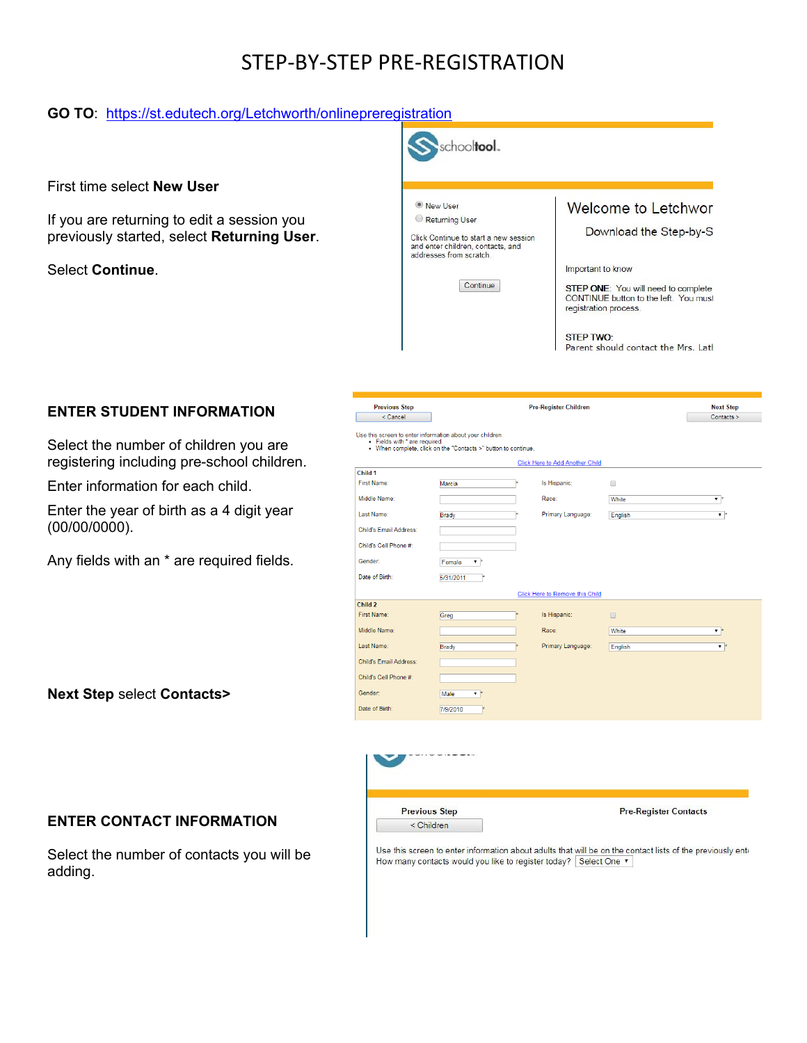# STEP-BY-STEP PRE-REGISTRATION

**GO TO**: https://st.edutech.org/Letchworth/onlinepreregistration

First time select **New User**

If you are returning to edit a session you previously started, select **Returning User**.

Select **Continue**.

## ENTER STUDENT INFORMATION

Select the number of children you are registering including pre-school children.

Enter information for each child.

Enter the year of birth as a 4 digit year (00/00/0000).

Any fields with an * are required fields.

**Next Step** select **Contacts>**

## ENTER CONTACT INFORMATION

Select the number of contacts you will be adding.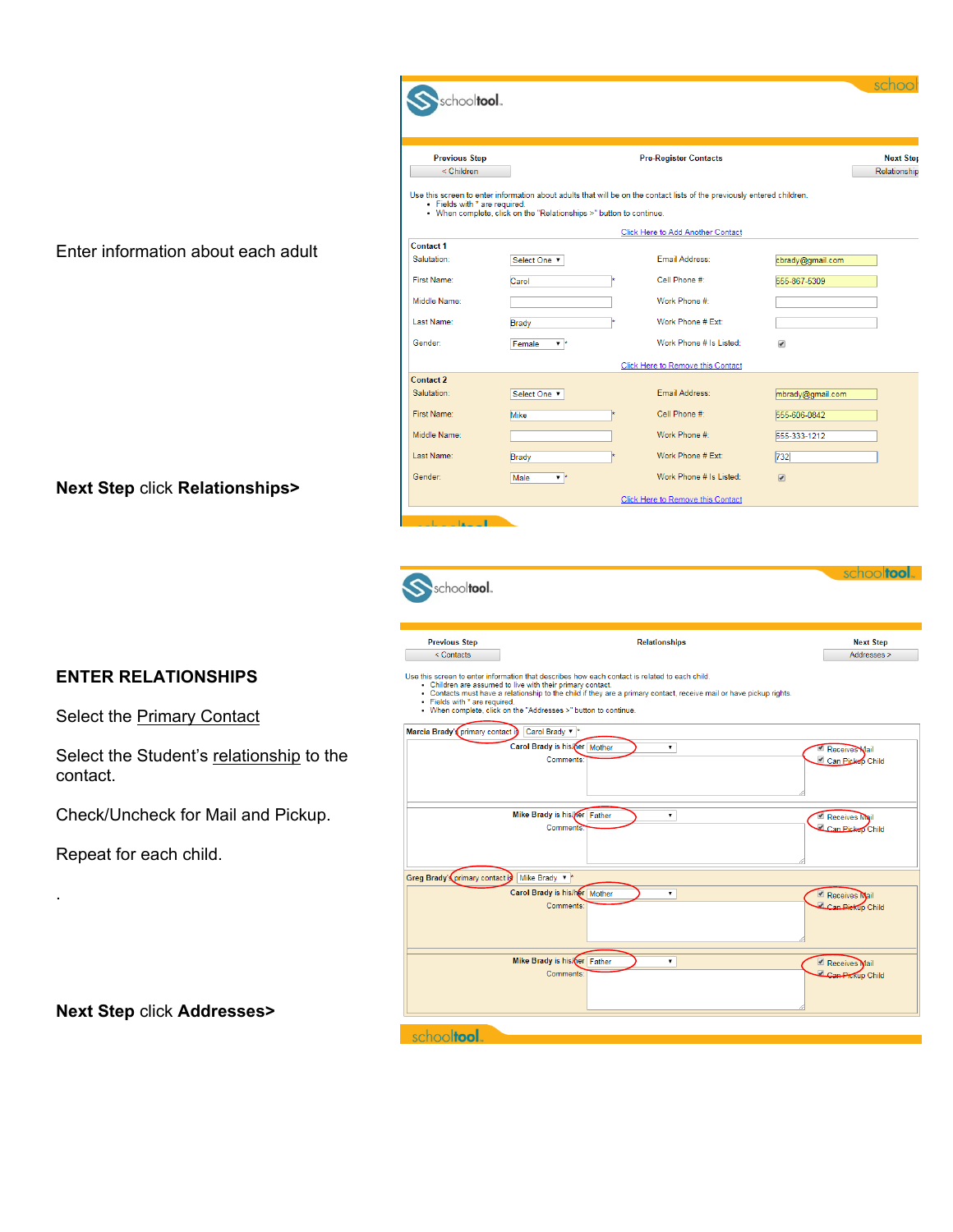Enter information about each adult

**Next Step** click **Relationships>**

**ENTER RELATIONSHIPS**

Select the Primary Contact

Select the Student's relationship to the contact.

Check/Uncheck for Mail and Pickup.

Repeat for each child.

.

**Next Step** click **Addresses>**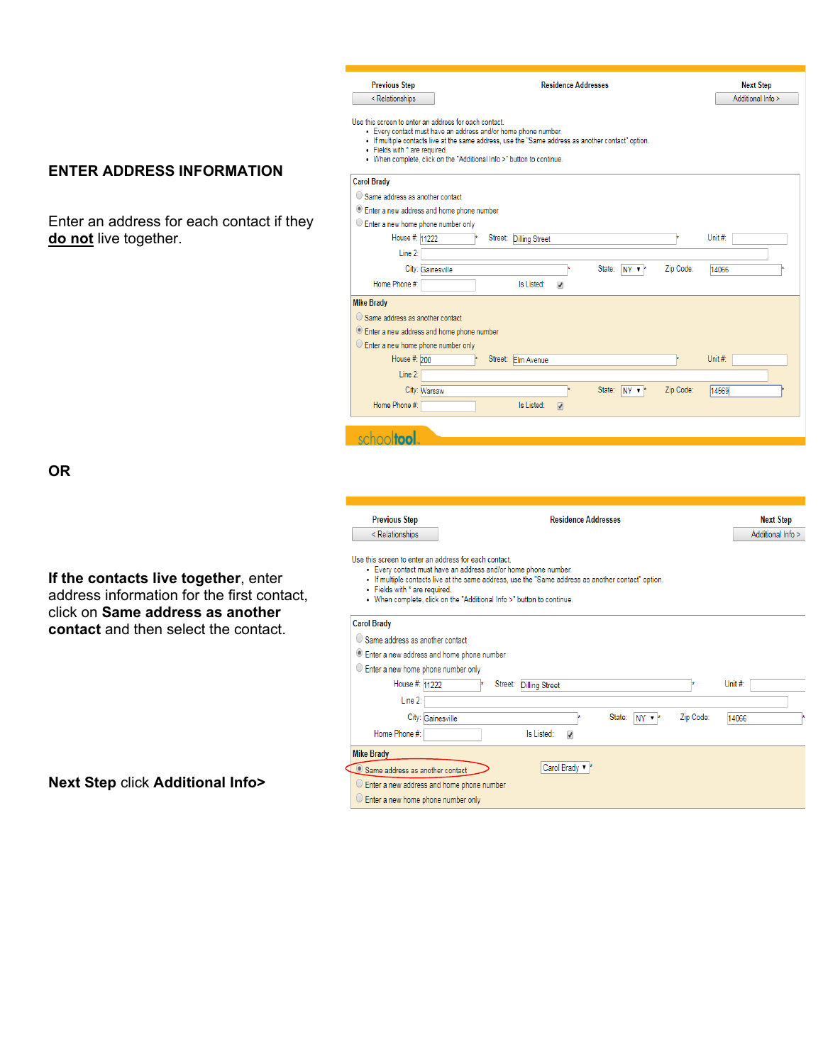## ENTER ADDRESS INFORMATION

Enter an address for each contact if they **do not** live together.

Previous Step | Residence Addresses | Next Step

< Relationships | | Additional Info >

Use this screen to enter an address for each contact.

- Every contact must have an address and/or home phone number.
- If multiple contacts live at the same address, use the "Same address as another contact" option.
- Fields with * are required.
- When complete, click on the "Additional Info >" button to continue.

**Carol Brady**

- Same address as another contact
- Enter a new address and home phone number
- Enter a new home phone number only

House #: 11222 * Street: Dilling Street * Unit #:

Line 2:

City: Gainesville * State: NY * Zip Code: 14066 *

Home Phone #: Is Listed:

**Mike Brady**

- Same address as another contact
- Enter a new address and home phone number
- Enter a new home phone number only

House #: 200 * Street: Elm Avenue * Unit #:

Line 2:

City: Warsaw * State: NY * Zip Code: 14569 *

Home Phone #: Is Listed:

schooltool

**OR**

**If the contacts live together**, enter address information for the first contact, click on **Same address as another contact** and then select the contact.

Previous Step | Residence Addresses | Next Step

< Relationships | | Additional Info >

Use this screen to enter an address for each contact.

- Every contact must have an address and/or home phone number.
- If multiple contacts live at the same address, use the "Same address as another contact" option.
- Fields with * are required.
- When complete, click on the "Additional Info >" button to continue.

**Carol Brady**

- Same address as another contact
- Enter a new address and home phone number
- Enter a new home phone number only

House #: 11222 * Street: Dilling Street * Unit #:

Line 2:

City: Gainesville * State: NY * Zip Code: 14066 *

Home Phone #: Is Listed:

**Mike Brady**

- Same address as another contact — Carol Brady *
- Enter a new address and home phone number
- Enter a new home phone number only

**Next Step** click **Additional Info>**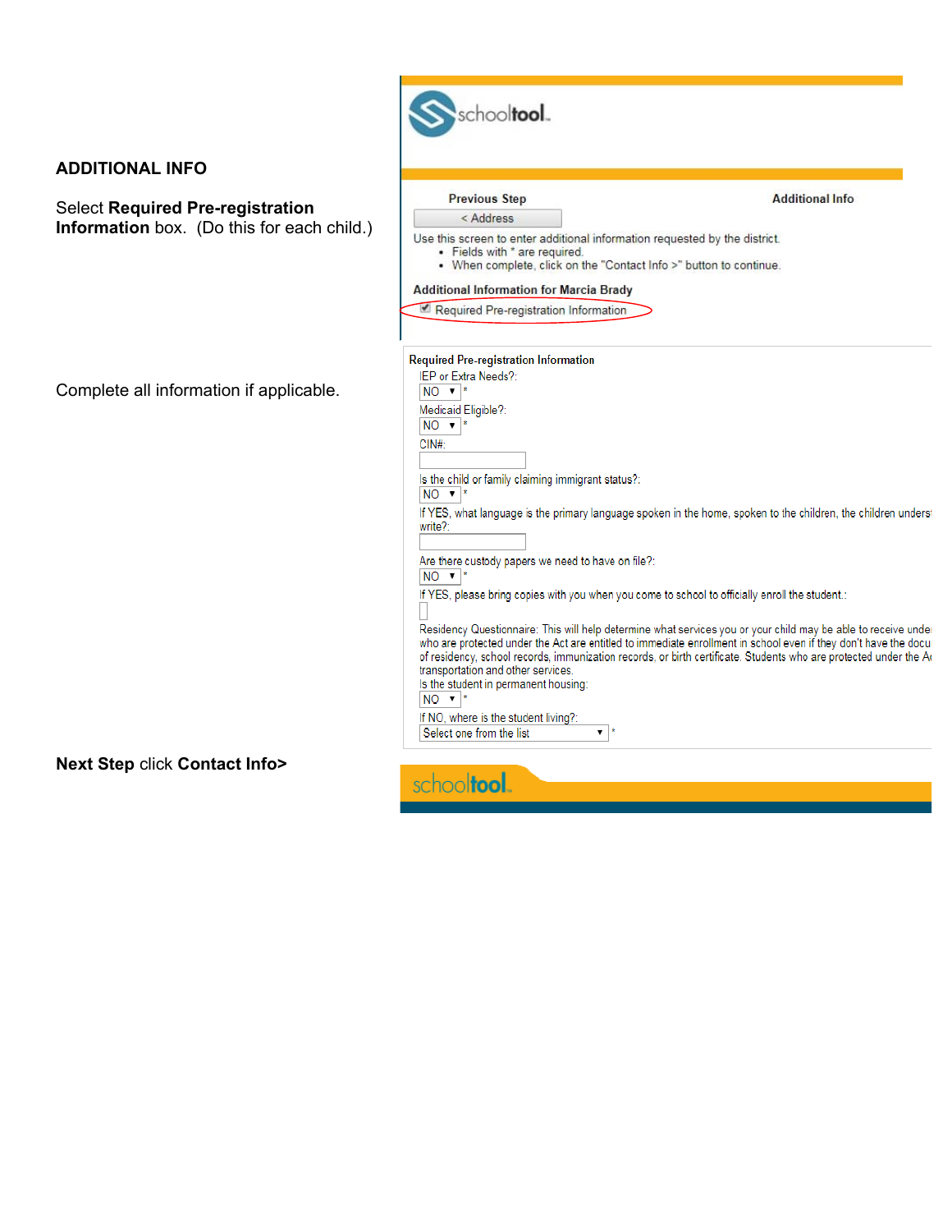## ADDITIONAL INFO

Select **Required Pre-registration Information** box.  (Do this for each child.)

schooltool

**Previous Step** — < Address

**Additional Info**

Use this screen to enter additional information requested by the district.

- Fields with * are required.
- When complete, click on the "Contact Info >" button to continue.

**Additional Information for Marcia Brady**

☑ Required Pre-registration Information

Complete all information if applicable.

**Required Pre-registration Information**

IEP or Extra Needs?: NO *

Medicaid Eligible?: NO *

CIN#:

Is the child or family claiming immigrant status?: NO *

If YES, what language is the primary language spoken in the home, spoken to the children, the children unders write?:

Are there custody papers we need to have on file?: NO *

If YES, please bring copies with you when you come to school to officially enroll the student.:

Residency Questionnaire: This will help determine what services you or your child may be able to receive unde who are protected under the Act are entitled to immediate enrollment in school even if they don't have the docu of residency, school records, immunization records, or birth certificate. Students who are protected under the A transportation and other services.

Is the student in permanent housing: NO *

If NO, where is the student living?: Select one from the list *

**Next Step** click **Contact Info>**

schooltool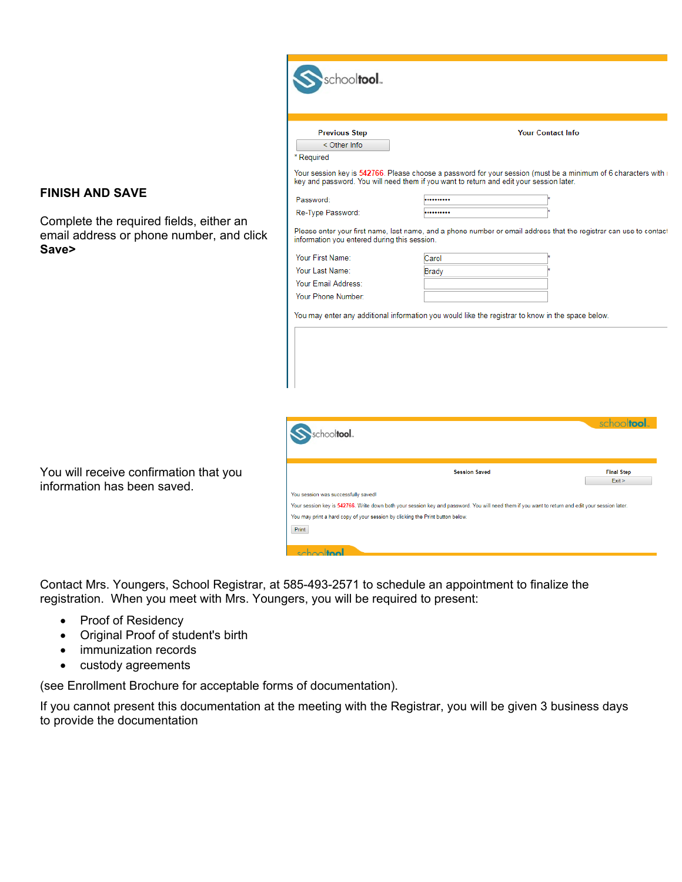**FINISH AND SAVE**

Complete the required fields, either an email address or phone number, and click **Save>**

You will receive confirmation that you information has been saved.

Contact Mrs. Youngers, School Registrar, at 585-493-2571 to schedule an appointment to finalize the registration. When you meet with Mrs. Youngers, you will be required to present:

- Proof of Residency
- Original Proof of student's birth
- immunization records
- custody agreements

(see Enrollment Brochure for acceptable forms of documentation).

If you cannot present this documentation at the meeting with the Registrar, you will be given 3 business days to provide the documentation